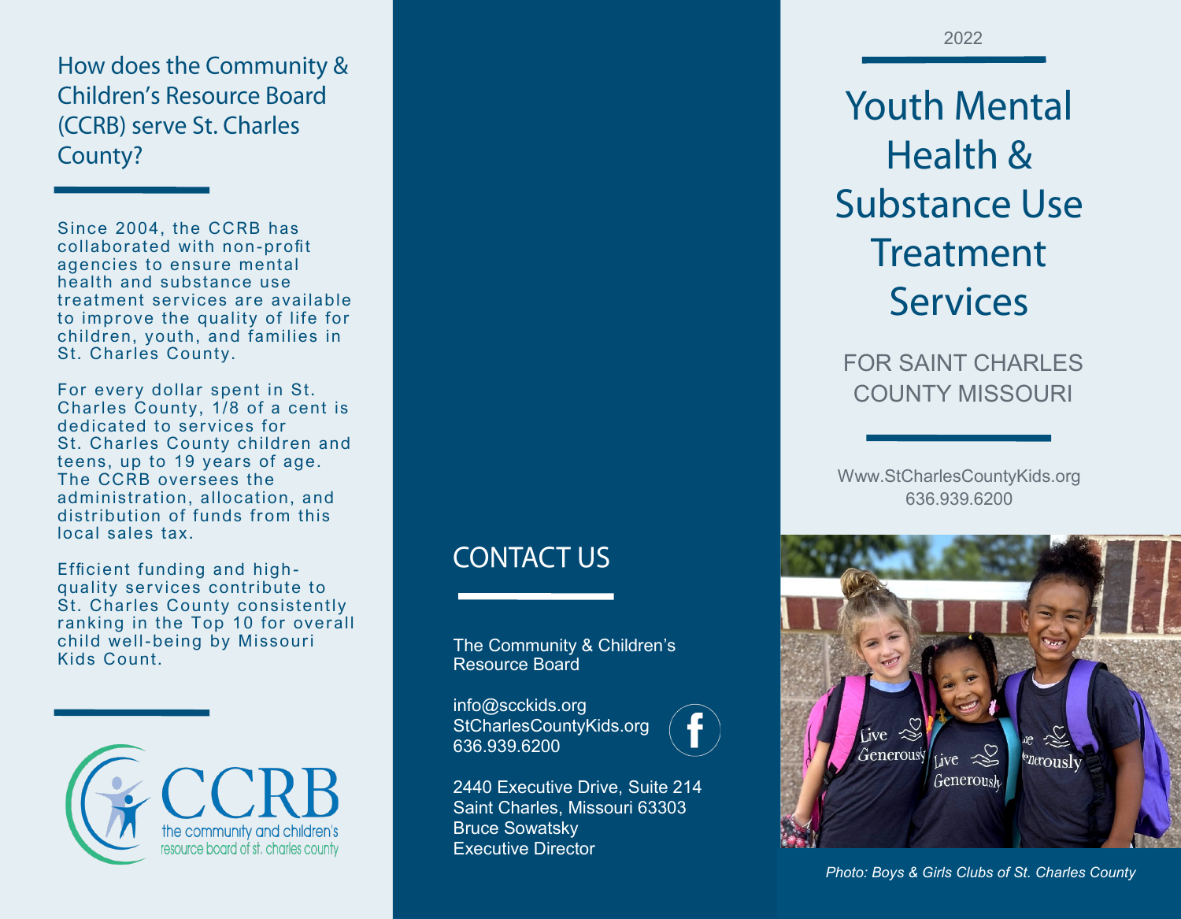## How does the Community & Children's Resource Board (CCRB) serve St. Charles County?

Since 2004, the CCRB has collaborated with non-profit agencies to ensure mental health and substance use treatment services are available to improve the quality of life for children, youth, and families in St. Charles County.

For every dollar spent in St. Charles County, 1/8 of a cent is dedicated to services for St. Charles County children and teens, up to 19 years of age. The CCRB oversees the administration, allocation, and distribution of funds from this local sales tax.

Efficient funding and high-quality services contribute to St. Charles County consistently ranking in the Top 10 for overall child well-being by Missouri Kids Count.

CCRB
the community and children's resource board of st. charles county

## CONTACT US

The Community & Children's Resource Board

info@scckids.org
StCharlesCountyKids.org
636.939.6200

2440 Executive Drive, Suite 214
Saint Charles, Missouri 63303
Bruce Sowatsky
Executive Director

2022

# Youth Mental Health & Substance Use Treatment Services

FOR SAINT CHARLES COUNTY MISSOURI

Www.StCharlesCountyKids.org
636.939.6200

*Photo: Boys & Girls Clubs of St. Charles County*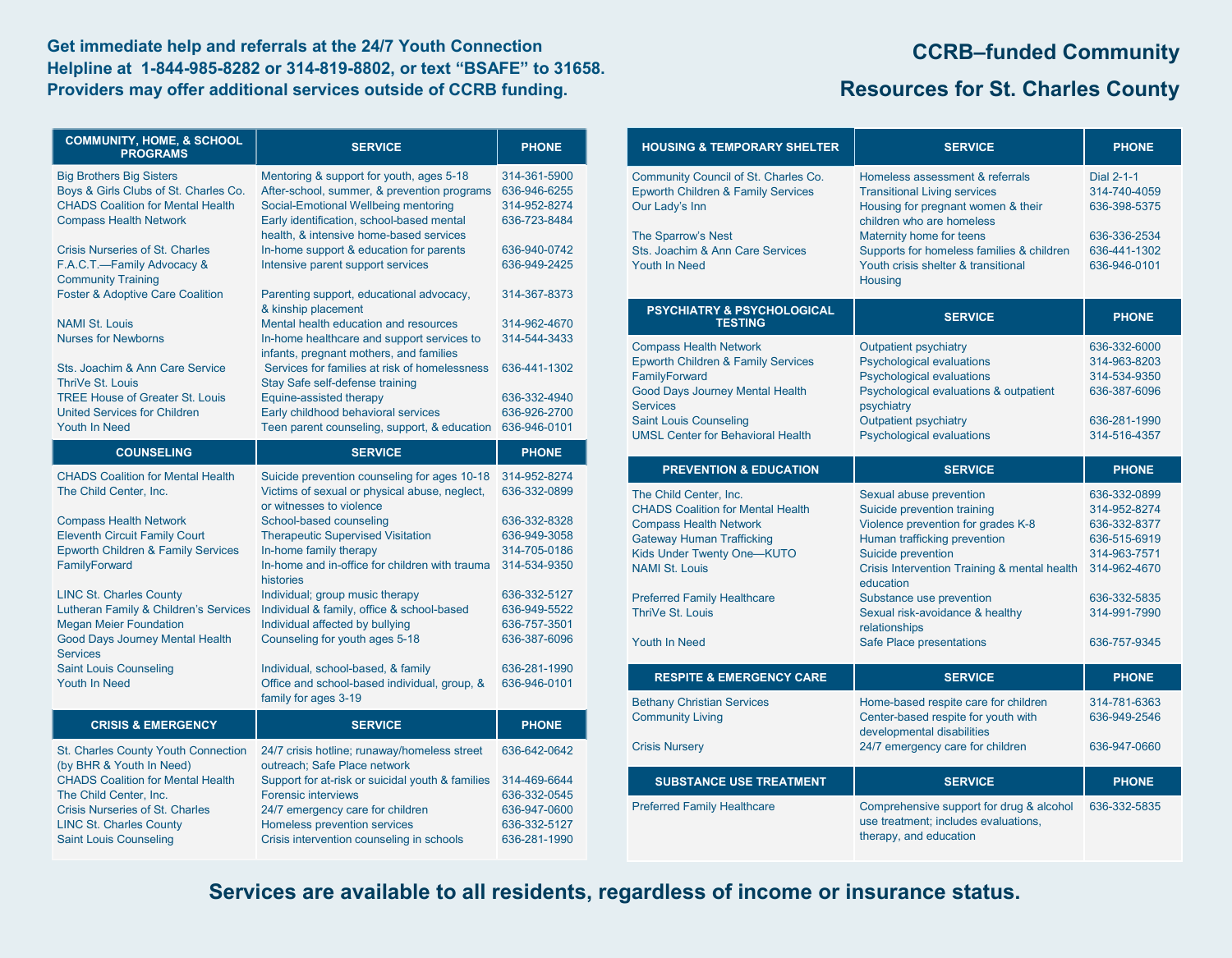**Get immediate help and referrals at the 24/7 Youth Connection Helpline at 1-844-985-8282 or 314-819-8802, or text "BSAFE" to 31658. Providers may offer additional services outside of CCRB funding.**

# CCRB–funded Community Resources for St. Charles County

| COMMUNITY, HOME, & SCHOOL PROGRAMS | SERVICE | PHONE |
|---|---|---|
| Big Brothers Big Sisters | Mentoring & support for youth, ages 5-18 | 314-361-5900 |
| Boys & Girls Clubs of St. Charles Co. | After-school, summer, & prevention programs | 636-946-6255 |
| CHADS Coalition for Mental Health | Social-Emotional Wellbeing mentoring | 314-952-8274 |
| Compass Health Network | Early identification, school-based mental health, & intensive home-based services | 636-723-8484 |
| Crisis Nurseries of St. Charles | In-home support & education for parents | 636-940-0742 |
| F.A.C.T.—Family Advocacy & Community Training | Intensive parent support services | 636-949-2425 |
| Foster & Adoptive Care Coalition | Parenting support, educational advocacy, & kinship placement | 314-367-8373 |
| NAMI St. Louis | Mental health education and resources | 314-962-4670 |
| Nurses for Newborns | In-home healthcare and support services to infants, pregnant mothers, and families | 314-544-3433 |
| Sts. Joachim & Ann Care Service | Services for families at risk of homelessness | 636-441-1302 |
| ThriVe St. Louis | Stay Safe self-defense training | |
| TREE House of Greater St. Louis | Equine-assisted therapy | 636-332-4940 |
| United Services for Children | Early childhood behavioral services | 636-926-2700 |
| Youth In Need | Teen parent counseling, support, & education | 636-946-0101 |

| COUNSELING | SERVICE | PHONE |
|---|---|---|
| CHADS Coalition for Mental Health | Suicide prevention counseling for ages 10-18 | 314-952-8274 |
| The Child Center, Inc. | Victims of sexual or physical abuse, neglect, or witnesses to violence | 636-332-0899 |
| Compass Health Network | School-based counseling | 636-332-8328 |
| Eleventh Circuit Family Court | Therapeutic Supervised Visitation | 636-949-3058 |
| Epworth Children & Family Services | In-home family therapy | 314-705-0186 |
| FamilyForward | In-home and in-office for children with trauma histories | 314-534-9350 |
| LINC St. Charles County | Individual; group music therapy | 636-332-5127 |
| Lutheran Family & Children's Services | Individual & family, office & school-based | 636-949-5522 |
| Megan Meier Foundation | Individual affected by bullying | 636-757-3501 |
| Good Days Journey Mental Health Services | Counseling for youth ages 5-18 | 636-387-6096 |
| Saint Louis Counseling | Individual, school-based, & family | 636-281-1990 |
| Youth In Need | Office and school-based individual, group, & family for ages 3-19 | 636-946-0101 |

| CRISIS & EMERGENCY | SERVICE | PHONE |
|---|---|---|
| St. Charles County Youth Connection (by BHR & Youth In Need) | 24/7 crisis hotline; runaway/homeless street outreach; Safe Place network | 636-642-0642 |
| CHADS Coalition for Mental Health | Support for at-risk or suicidal youth & families | 314-469-6644 |
| The Child Center, Inc. | Forensic interviews | 636-332-0545 |
| Crisis Nurseries of St. Charles | 24/7 emergency care for children | 636-947-0600 |
| LINC St. Charles County | Homeless prevention services | 636-332-5127 |
| Saint Louis Counseling | Crisis intervention counseling in schools | 636-281-1990 |

| HOUSING & TEMPORARY SHELTER | SERVICE | PHONE |
|---|---|---|
| Community Council of St. Charles Co. | Homeless assessment & referrals | Dial 2-1-1 |
| Epworth Children & Family Services | Transitional Living services | 314-740-4059 |
| Our Lady's Inn | Housing for pregnant women & their children who are homeless | 636-398-5375 |
| The Sparrow's Nest | Maternity home for teens | 636-336-2534 |
| Sts. Joachim & Ann Care Services | Supports for homeless families & children | 636-441-1302 |
| Youth In Need | Youth crisis shelter & transitional Housing | 636-946-0101 |

| PSYCHIATRY & PSYCHOLOGICAL TESTING | SERVICE | PHONE |
|---|---|---|
| Compass Health Network | Outpatient psychiatry | 636-332-6000 |
| Epworth Children & Family Services | Psychological evaluations | 314-963-8203 |
| FamilyForward | Psychological evaluations | 314-534-9350 |
| Good Days Journey Mental Health Services | Psychological evaluations & outpatient psychiatry | 636-387-6096 |
| Saint Louis Counseling | Outpatient psychiatry | 636-281-1990 |
| UMSL Center for Behavioral Health | Psychological evaluations | 314-516-4357 |

| PREVENTION & EDUCATION | SERVICE | PHONE |
|---|---|---|
| The Child Center, Inc. | Sexual abuse prevention | 636-332-0899 |
| CHADS Coalition for Mental Health | Suicide prevention training | 314-952-8274 |
| Compass Health Network | Violence prevention for grades K-8 | 636-332-8377 |
| Gateway Human Trafficking | Human trafficking prevention | 636-515-6919 |
| Kids Under Twenty One—KUTO | Suicide prevention | 314-963-7571 |
| NAMI St. Louis | Crisis Intervention Training & mental health education | 314-962-4670 |
| Preferred Family Healthcare | Substance use prevention | 636-332-5835 |
| ThriVe St. Louis | Sexual risk-avoidance & healthy relationships | 314-991-7990 |
| Youth In Need | Safe Place presentations | 636-757-9345 |

| RESPITE & EMERGENCY CARE | SERVICE | PHONE |
|---|---|---|
| Bethany Christian Services | Home-based respite care for children | 314-781-6363 |
| Community Living | Center-based respite for youth with developmental disabilities | 636-949-2546 |
| Crisis Nursery | 24/7 emergency care for children | 636-947-0660 |

| SUBSTANCE USE TREATMENT | SERVICE | PHONE |
|---|---|---|
| Preferred Family Healthcare | Comprehensive support for drug & alcohol use treatment; includes evaluations, therapy, and education | 636-332-5835 |

**Services are available to all residents, regardless of income or insurance status.**